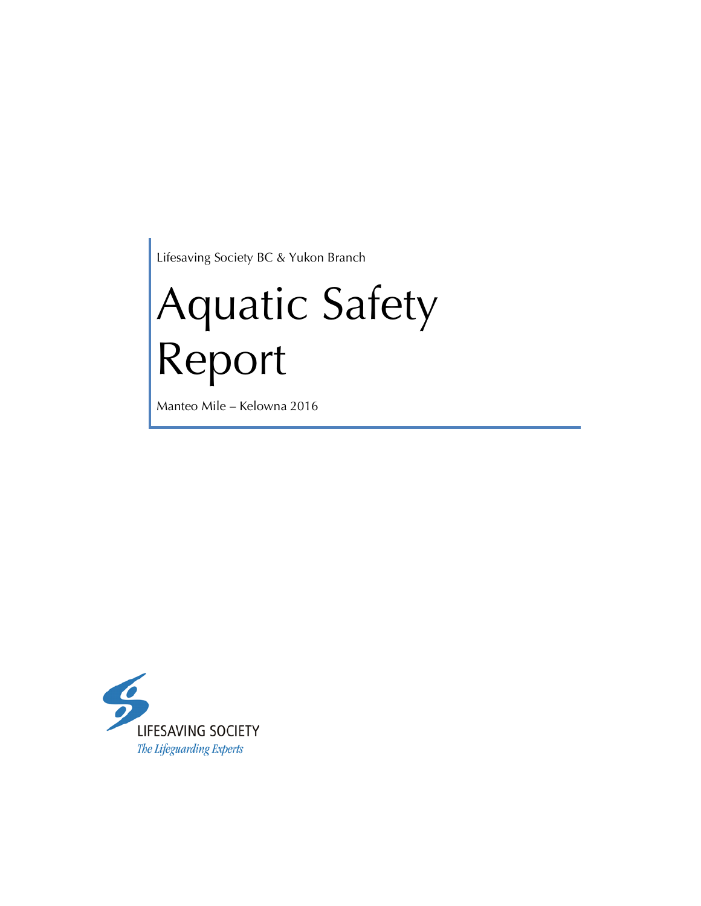Lifesaving Society BC & Yukon Branch

# Aquatic Safety Report

Manteo Mile – Kelowna 2016

LIFESAVING SOCIETY

*The Lifeguarding Experts*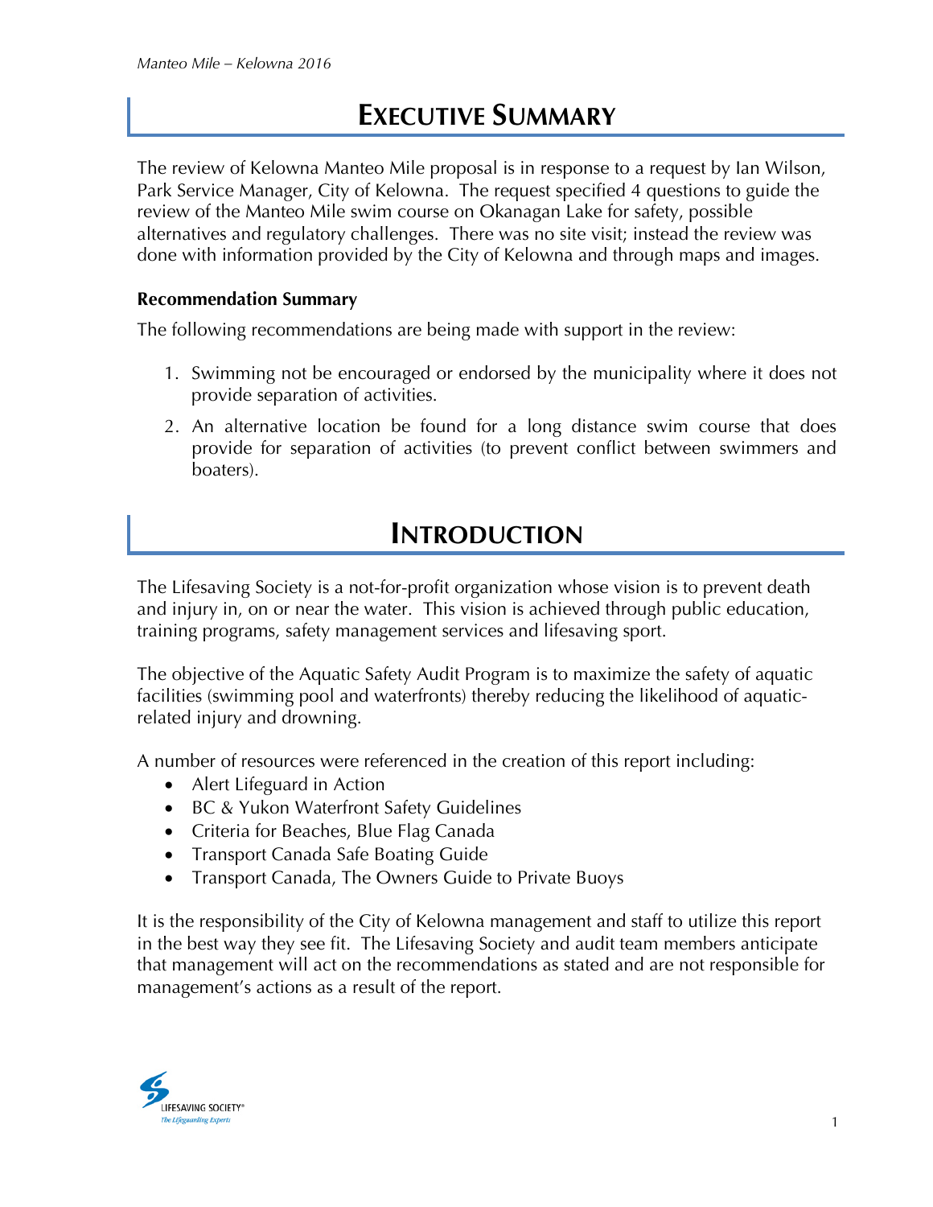# EXECUTIVE SUMMARY

The review of Kelowna Manteo Mile proposal is in response to a request by Ian Wilson, Park Service Manager, City of Kelowna. The request specified 4 questions to guide the review of the Manteo Mile swim course on Okanagan Lake for safety, possible alternatives and regulatory challenges. There was no site visit; instead the review was done with information provided by the City of Kelowna and through maps and images.

**Recommendation Summary**

The following recommendations are being made with support in the review:

1. Swimming not be encouraged or endorsed by the municipality where it does not provide separation of activities.
2. An alternative location be found for a long distance swim course that does provide for separation of activities (to prevent conflict between swimmers and boaters).

# INTRODUCTION

The Lifesaving Society is a not-for-profit organization whose vision is to prevent death and injury in, on or near the water. This vision is achieved through public education, training programs, safety management services and lifesaving sport.

The objective of the Aquatic Safety Audit Program is to maximize the safety of aquatic facilities (swimming pool and waterfronts) thereby reducing the likelihood of aquatic-related injury and drowning.

A number of resources were referenced in the creation of this report including:

- Alert Lifeguard in Action
- BC & Yukon Waterfront Safety Guidelines
- Criteria for Beaches, Blue Flag Canada
- Transport Canada Safe Boating Guide
- Transport Canada, The Owners Guide to Private Buoys

It is the responsibility of the City of Kelowna management and staff to utilize this report in the best way they see fit. The Lifesaving Society and audit team members anticipate that management will act on the recommendations as stated and are not responsible for management's actions as a result of the report.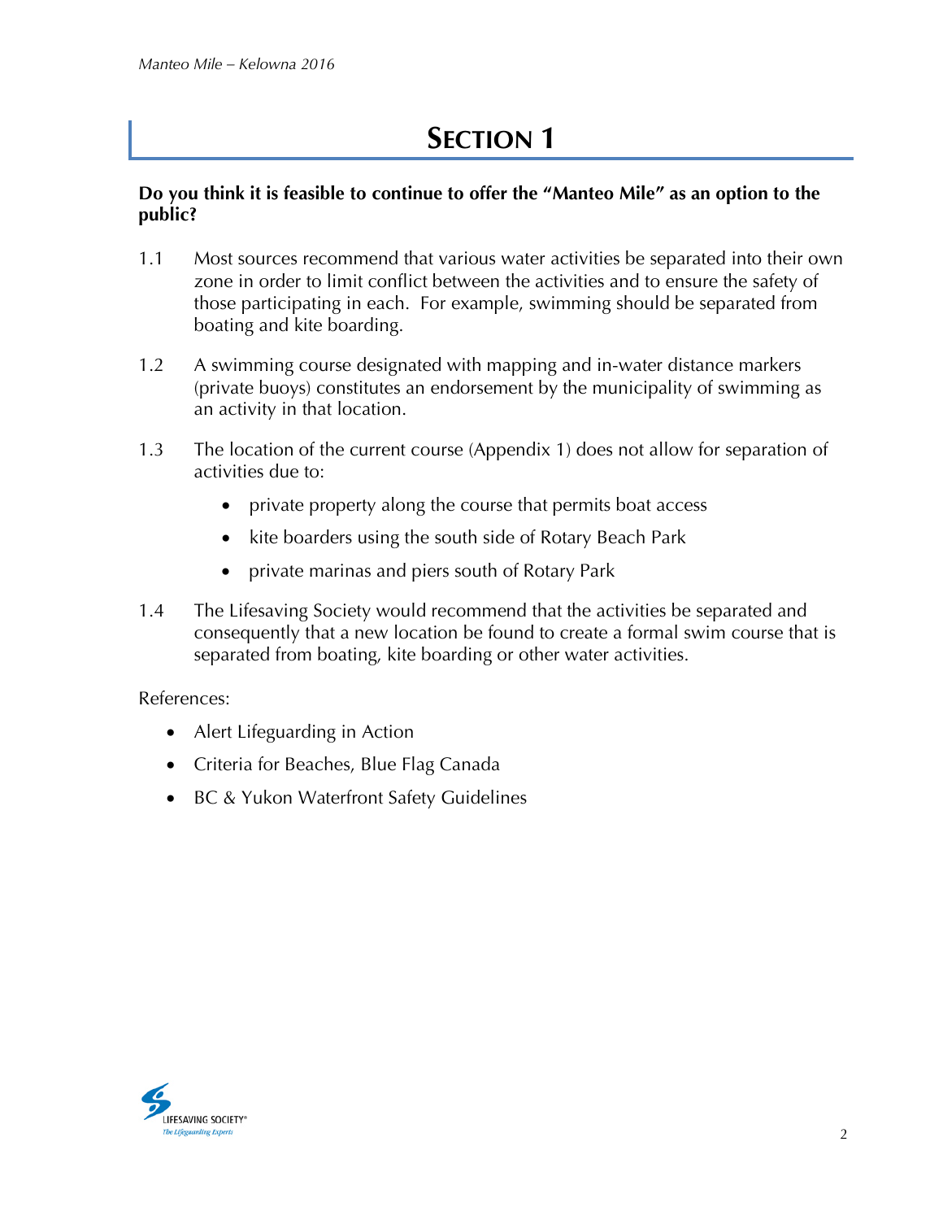# Section 1

**Do you think it is feasible to continue to offer the "Manteo Mile" as an option to the public?**

1.1 Most sources recommend that various water activities be separated into their own zone in order to limit conflict between the activities and to ensure the safety of those participating in each. For example, swimming should be separated from boating and kite boarding.

1.2 A swimming course designated with mapping and in-water distance markers (private buoys) constitutes an endorsement by the municipality of swimming as an activity in that location.

1.3 The location of the current course (Appendix 1) does not allow for separation of activities due to:

- private property along the course that permits boat access
- kite boarders using the south side of Rotary Beach Park
- private marinas and piers south of Rotary Park

1.4 The Lifesaving Society would recommend that the activities be separated and consequently that a new location be found to create a formal swim course that is separated from boating, kite boarding or other water activities.

References:

- Alert Lifeguarding in Action
- Criteria for Beaches, Blue Flag Canada
- BC & Yukon Waterfront Safety Guidelines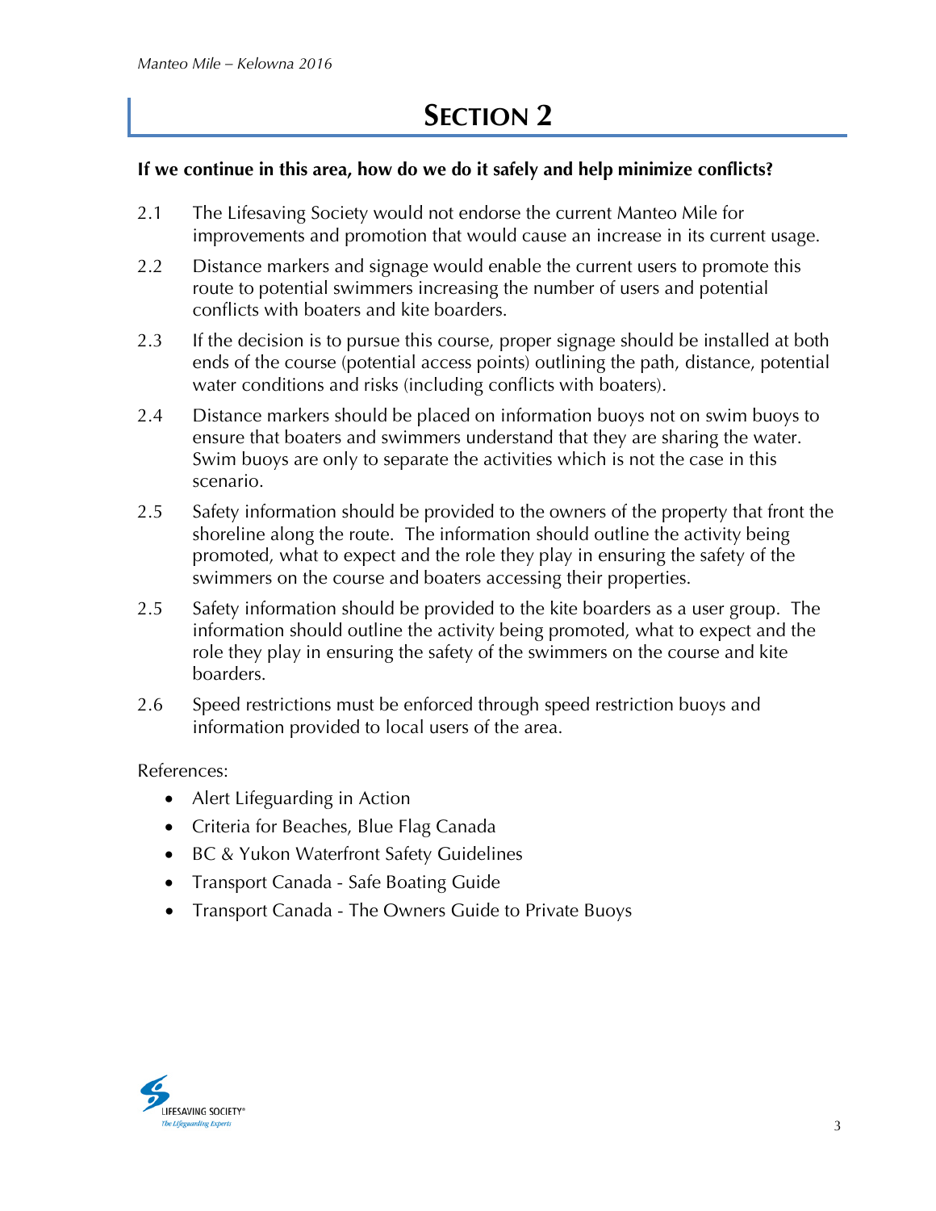# SECTION 2

**If we continue in this area, how do we do it safely and help minimize conflicts?**

2.1 The Lifesaving Society would not endorse the current Manteo Mile for improvements and promotion that would cause an increase in its current usage.

2.2 Distance markers and signage would enable the current users to promote this route to potential swimmers increasing the number of users and potential conflicts with boaters and kite boarders.

2.3 If the decision is to pursue this course, proper signage should be installed at both ends of the course (potential access points) outlining the path, distance, potential water conditions and risks (including conflicts with boaters).

2.4 Distance markers should be placed on information buoys not on swim buoys to ensure that boaters and swimmers understand that they are sharing the water. Swim buoys are only to separate the activities which is not the case in this scenario.

2.5 Safety information should be provided to the owners of the property that front the shoreline along the route. The information should outline the activity being promoted, what to expect and the role they play in ensuring the safety of the swimmers on the course and boaters accessing their properties.

2.5 Safety information should be provided to the kite boarders as a user group. The information should outline the activity being promoted, what to expect and the role they play in ensuring the safety of the swimmers on the course and kite boarders.

2.6 Speed restrictions must be enforced through speed restriction buoys and information provided to local users of the area.

References:

- Alert Lifeguarding in Action
- Criteria for Beaches, Blue Flag Canada
- BC & Yukon Waterfront Safety Guidelines
- Transport Canada - Safe Boating Guide
- Transport Canada - The Owners Guide to Private Buoys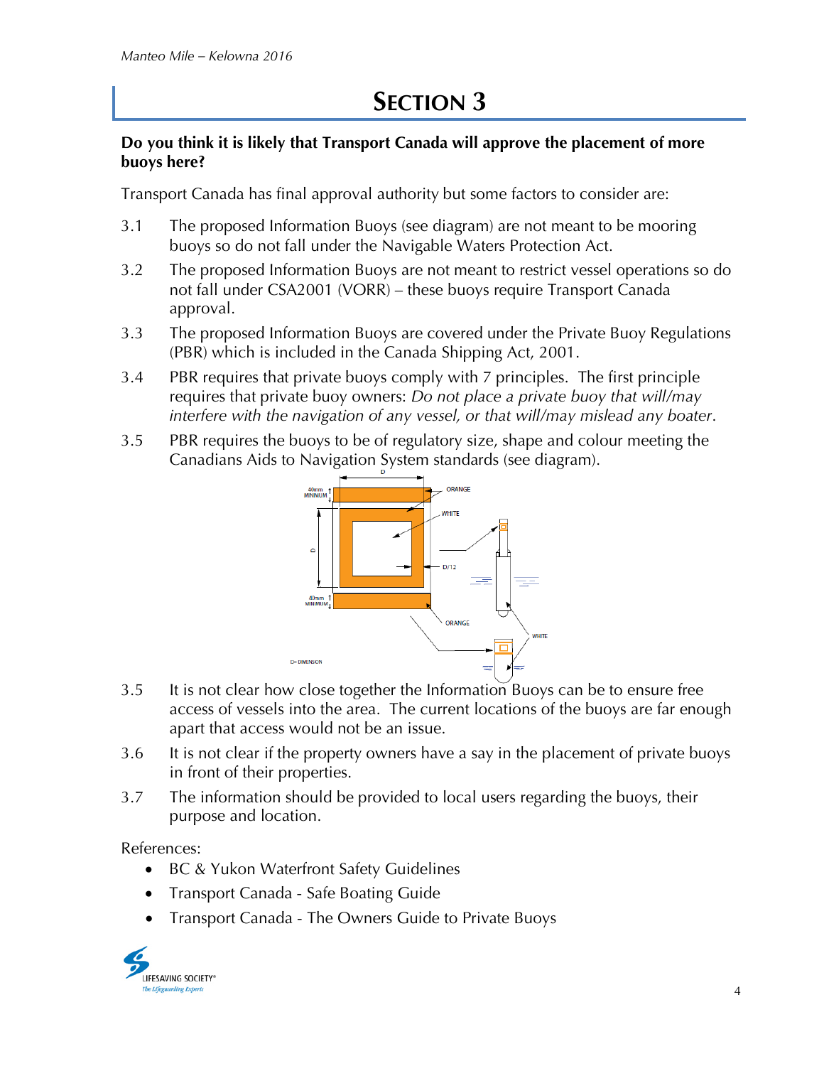# SECTION 3

**Do you think it is likely that Transport Canada will approve the placement of more buoys here?**

Transport Canada has final approval authority but some factors to consider are:

3.1 The proposed Information Buoys (see diagram) are not meant to be mooring buoys so do not fall under the Navigable Waters Protection Act.

3.2 The proposed Information Buoys are not meant to restrict vessel operations so do not fall under CSA2001 (VORR) – these buoys require Transport Canada approval.

3.3 The proposed Information Buoys are covered under the Private Buoy Regulations (PBR) which is included in the Canada Shipping Act, 2001.

3.4 PBR requires that private buoys comply with 7 principles. The first principle requires that private buoy owners: *Do not place a private buoy that will/may interfere with the navigation of any vessel, or that will/may mislead any boater*.

3.5 PBR requires the buoys to be of regulatory size, shape and colour meeting the Canadians Aids to Navigation System standards (see diagram).

D
40mm MINIMUM
ORANGE
WHITE
D
D/12
40mm MINIMUM
ORANGE
WHITE
D= DIMENSION

3.5 It is not clear how close together the Information Buoys can be to ensure free access of vessels into the area. The current locations of the buoys are far enough apart that access would not be an issue.

3.6 It is not clear if the property owners have a say in the placement of private buoys in front of their properties.

3.7 The information should be provided to local users regarding the buoys, their purpose and location.

References:

- BC & Yukon Waterfront Safety Guidelines
- Transport Canada - Safe Boating Guide
- Transport Canada - The Owners Guide to Private Buoys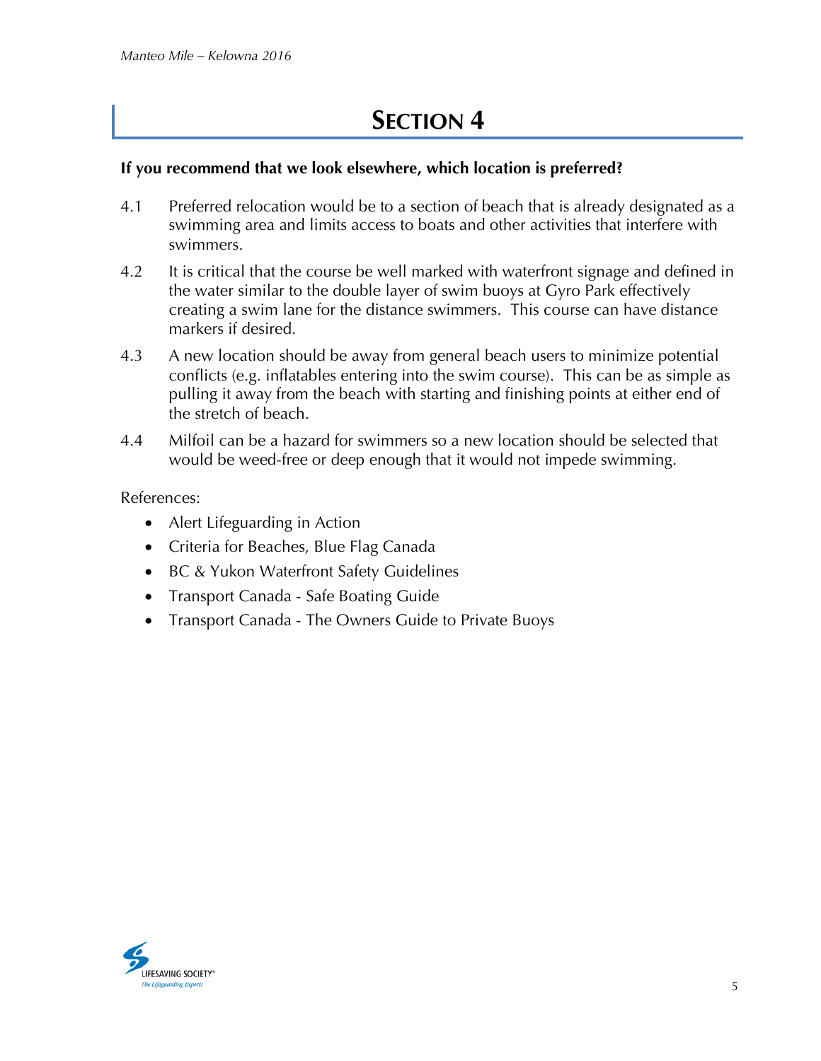# SECTION 4

**If you recommend that we look elsewhere, which location is preferred?**

4.1 Preferred relocation would be to a section of beach that is already designated as a swimming area and limits access to boats and other activities that interfere with swimmers.

4.2 It is critical that the course be well marked with waterfront signage and defined in the water similar to the double layer of swim buoys at Gyro Park effectively creating a swim lane for the distance swimmers. This course can have distance markers if desired.

4.3 A new location should be away from general beach users to minimize potential conflicts (e.g. inflatables entering into the swim course). This can be as simple as pulling it away from the beach with starting and finishing points at either end of the stretch of beach.

4.4 Milfoil can be a hazard for swimmers so a new location should be selected that would be weed-free or deep enough that it would not impede swimming.

References:

- Alert Lifeguarding in Action
- Criteria for Beaches, Blue Flag Canada
- BC & Yukon Waterfront Safety Guidelines
- Transport Canada - Safe Boating Guide
- Transport Canada - The Owners Guide to Private Buoys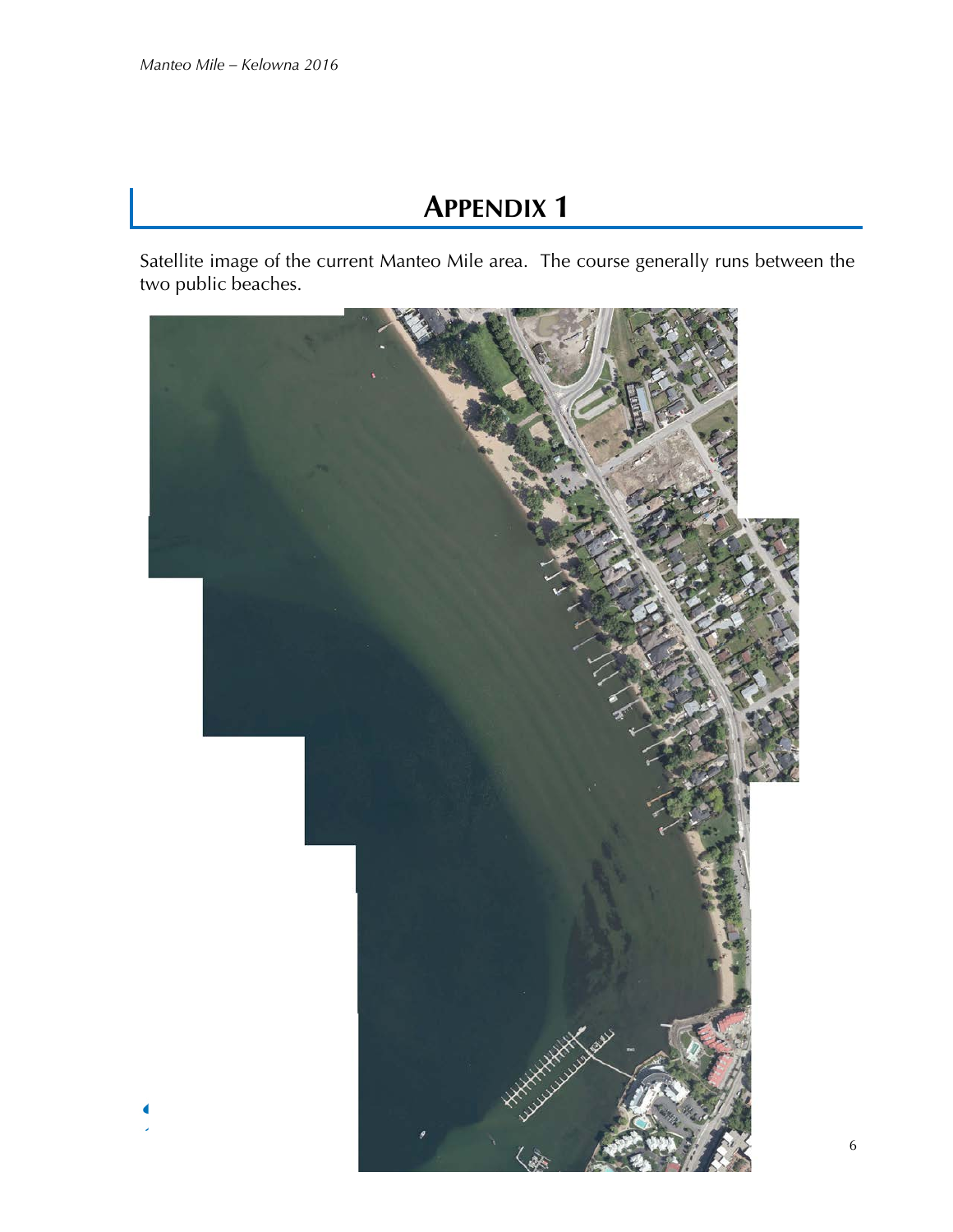# APPENDIX 1

Satellite image of the current Manteo Mile area. The course generally runs between the two public beaches.